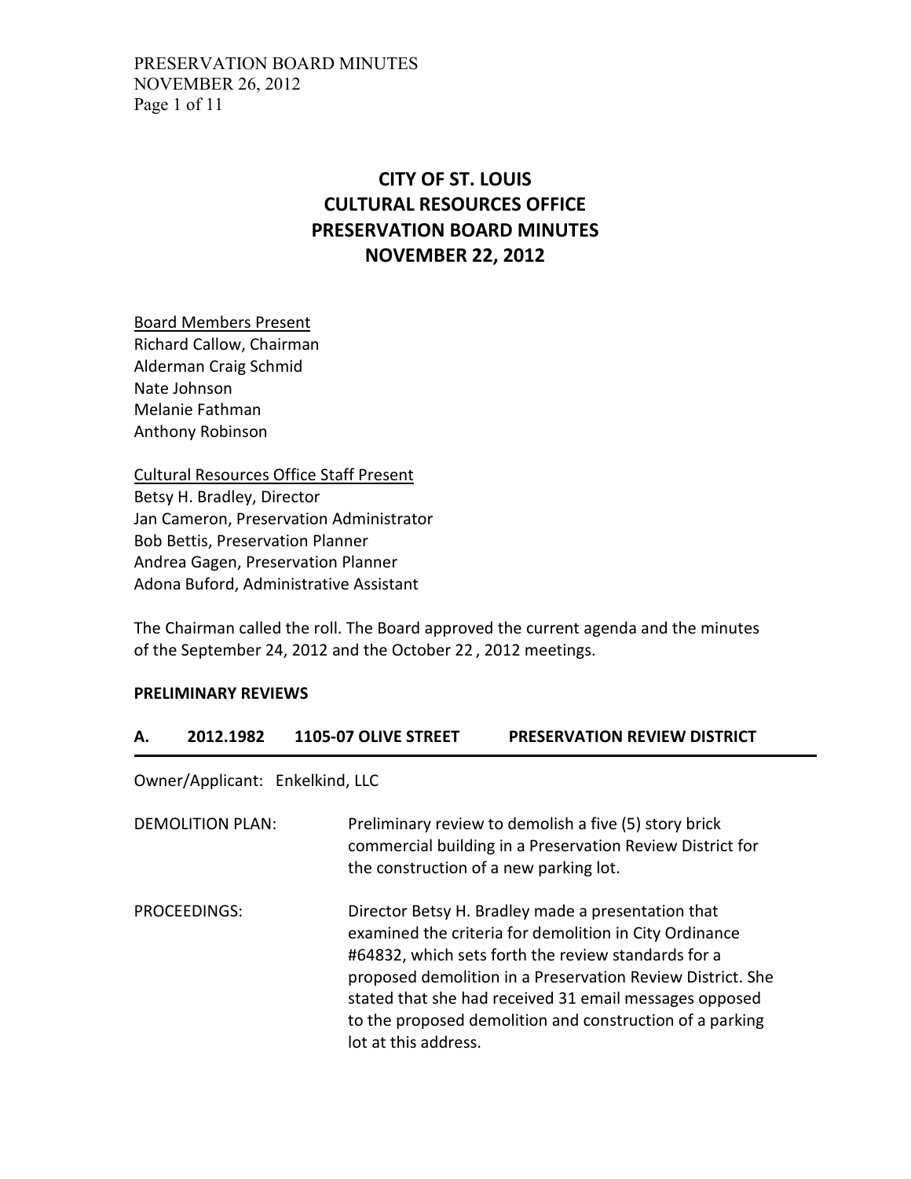# CITY OF ST. LOUIS
# CULTURAL RESOURCES OFFICE
# PRESERVATION BOARD MINUTES
# NOVEMBER 22, 2012

Board Members Present
Richard Callow, Chairman
Alderman Craig Schmid
Nate Johnson
Melanie Fathman
Anthony Robinson

Cultural Resources Office Staff Present
Betsy H. Bradley, Director
Jan Cameron, Preservation Administrator
Bob Bettis, Preservation Planner
Andrea Gagen, Preservation Planner
Adona Buford, Administrative Assistant

The Chairman called the roll. The Board approved the current agenda and the minutes of the September 24, 2012 and the October 22 , 2012 meetings.

**PRELIMINARY REVIEWS**

**A. 2012.1982 1105-07 OLIVE STREET PRESERVATION REVIEW DISTRICT**

Owner/Applicant: Enkelkind, LLC

DEMOLITION PLAN: Preliminary review to demolish a five (5) story brick commercial building in a Preservation Review District for the construction of a new parking lot.

PROCEEDINGS: Director Betsy H. Bradley made a presentation that examined the criteria for demolition in City Ordinance #64832, which sets forth the review standards for a proposed demolition in a Preservation Review District. She stated that she had received 31 email messages opposed to the proposed demolition and construction of a parking lot at this address.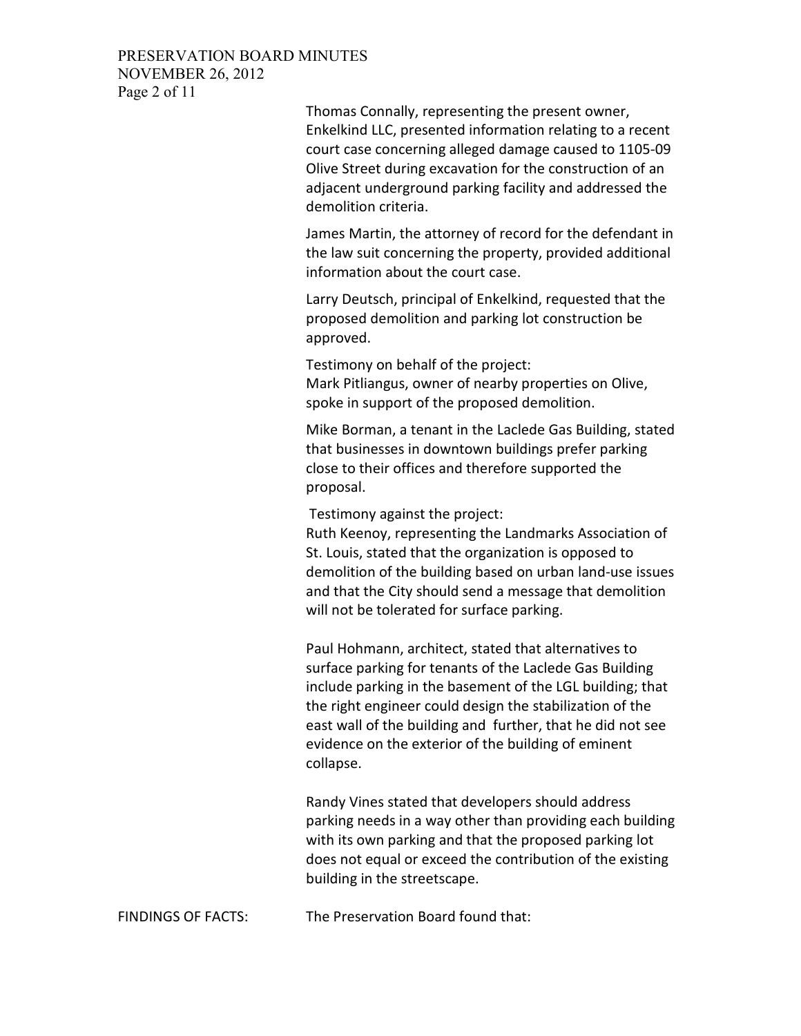Thomas Connally, representing the present owner, Enkelkind LLC, presented information relating to a recent court case concerning alleged damage caused to 1105-09 Olive Street during excavation for the construction of an adjacent underground parking facility and addressed the demolition criteria.

James Martin, the attorney of record for the defendant in the law suit concerning the property, provided additional information about the court case.

Larry Deutsch, principal of Enkelkind, requested that the proposed demolition and parking lot construction be approved.

Testimony on behalf of the project:
Mark Pitliangus, owner of nearby properties on Olive, spoke in support of the proposed demolition.

Mike Borman, a tenant in the Laclede Gas Building, stated that businesses in downtown buildings prefer parking close to their offices and therefore supported the proposal.

Testimony against the project:
Ruth Keenoy, representing the Landmarks Association of St. Louis, stated that the organization is opposed to demolition of the building based on urban land-use issues and that the City should send a message that demolition will not be tolerated for surface parking.

Paul Hohmann, architect, stated that alternatives to surface parking for tenants of the Laclede Gas Building include parking in the basement of the LGL building; that the right engineer could design the stabilization of the east wall of the building and further, that he did not see evidence on the exterior of the building of eminent collapse.

Randy Vines stated that developers should address parking needs in a way other than providing each building with its own parking and that the proposed parking lot does not equal or exceed the contribution of the existing building in the streetscape.

FINDINGS OF FACTS: The Preservation Board found that: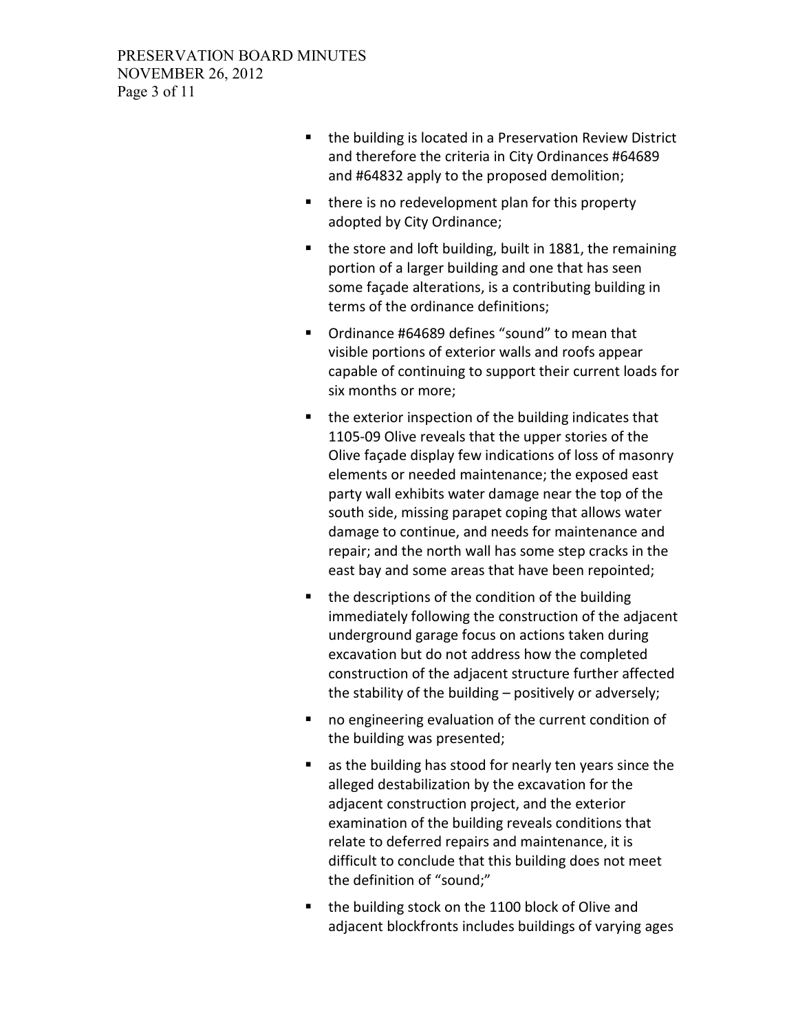- the building is located in a Preservation Review District and therefore the criteria in City Ordinances #64689 and #64832 apply to the proposed demolition;
- there is no redevelopment plan for this property adopted by City Ordinance;
- the store and loft building, built in 1881, the remaining portion of a larger building and one that has seen some façade alterations, is a contributing building in terms of the ordinance definitions;
- Ordinance #64689 defines "sound" to mean that visible portions of exterior walls and roofs appear capable of continuing to support their current loads for six months or more;
- the exterior inspection of the building indicates that 1105-09 Olive reveals that the upper stories of the Olive façade display few indications of loss of masonry elements or needed maintenance; the exposed east party wall exhibits water damage near the top of the south side, missing parapet coping that allows water damage to continue, and needs for maintenance and repair; and the north wall has some step cracks in the east bay and some areas that have been repointed;
- the descriptions of the condition of the building immediately following the construction of the adjacent underground garage focus on actions taken during excavation but do not address how the completed construction of the adjacent structure further affected the stability of the building – positively or adversely;
- no engineering evaluation of the current condition of the building was presented;
- as the building has stood for nearly ten years since the alleged destabilization by the excavation for the adjacent construction project, and the exterior examination of the building reveals conditions that relate to deferred repairs and maintenance, it is difficult to conclude that this building does not meet the definition of "sound;"
- the building stock on the 1100 block of Olive and adjacent blockfronts includes buildings of varying ages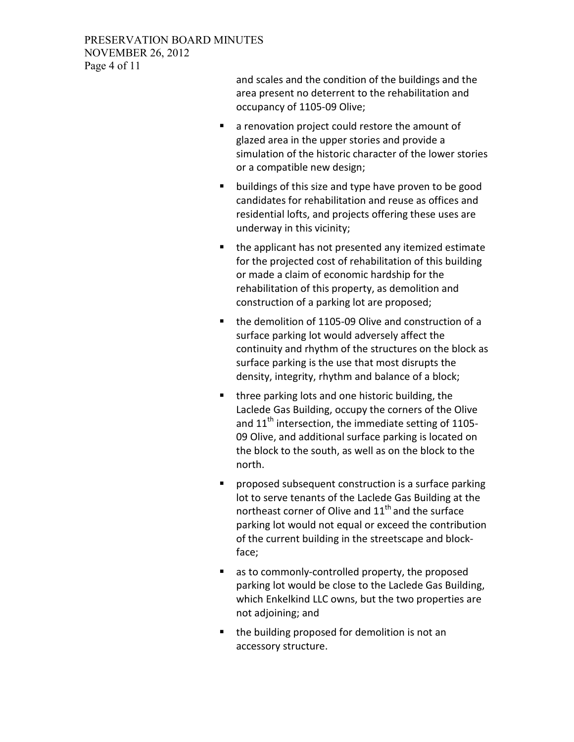and scales and the condition of the buildings and the area present no deterrent to the rehabilitation and occupancy of 1105-09 Olive;

- a renovation project could restore the amount of glazed area in the upper stories and provide a simulation of the historic character of the lower stories or a compatible new design;
- buildings of this size and type have proven to be good candidates for rehabilitation and reuse as offices and residential lofts, and projects offering these uses are underway in this vicinity;
- the applicant has not presented any itemized estimate for the projected cost of rehabilitation of this building or made a claim of economic hardship for the rehabilitation of this property, as demolition and construction of a parking lot are proposed;
- the demolition of 1105-09 Olive and construction of a surface parking lot would adversely affect the continuity and rhythm of the structures on the block as surface parking is the use that most disrupts the density, integrity, rhythm and balance of a block;
- three parking lots and one historic building, the Laclede Gas Building, occupy the corners of the Olive and 11th intersection, the immediate setting of 1105-09 Olive, and additional surface parking is located on the block to the south, as well as on the block to the north.
- proposed subsequent construction is a surface parking lot to serve tenants of the Laclede Gas Building at the northeast corner of Olive and 11th and the surface parking lot would not equal or exceed the contribution of the current building in the streetscape and block-face;
- as to commonly-controlled property, the proposed parking lot would be close to the Laclede Gas Building, which Enkelkind LLC owns, but the two properties are not adjoining; and
- the building proposed for demolition is not an accessory structure.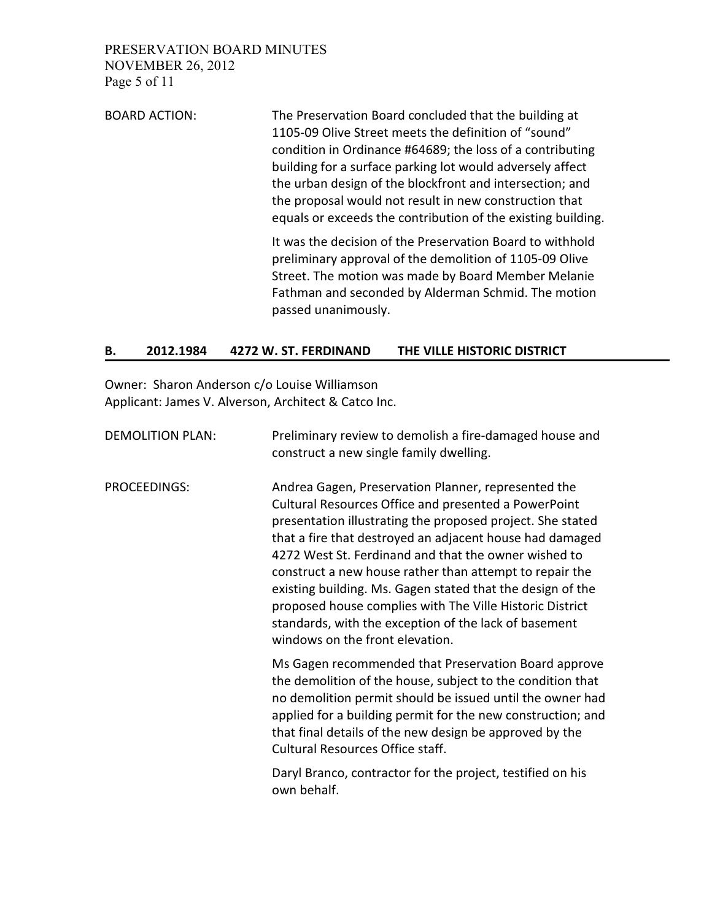BOARD ACTION: The Preservation Board concluded that the building at 1105-09 Olive Street meets the definition of "sound" condition in Ordinance #64689; the loss of a contributing building for a surface parking lot would adversely affect the urban design of the blockfront and intersection; and the proposal would not result in new construction that equals or exceeds the contribution of the existing building.

It was the decision of the Preservation Board to withhold preliminary approval of the demolition of 1105-09 Olive Street. The motion was made by Board Member Melanie Fathman and seconded by Alderman Schmid. The motion passed unanimously.

## B. 2012.1984 4272 W. ST. FERDINAND THE VILLE HISTORIC DISTRICT

Owner: Sharon Anderson c/o Louise Williamson
Applicant: James V. Alverson, Architect & Catco Inc.

DEMOLITION PLAN: Preliminary review to demolish a fire-damaged house and construct a new single family dwelling.

PROCEEDINGS: Andrea Gagen, Preservation Planner, represented the Cultural Resources Office and presented a PowerPoint presentation illustrating the proposed project. She stated that a fire that destroyed an adjacent house had damaged 4272 West St. Ferdinand and that the owner wished to construct a new house rather than attempt to repair the existing building. Ms. Gagen stated that the design of the proposed house complies with The Ville Historic District standards, with the exception of the lack of basement windows on the front elevation.

Ms Gagen recommended that Preservation Board approve the demolition of the house, subject to the condition that no demolition permit should be issued until the owner had applied for a building permit for the new construction; and that final details of the new design be approved by the Cultural Resources Office staff.

Daryl Branco, contractor for the project, testified on his own behalf.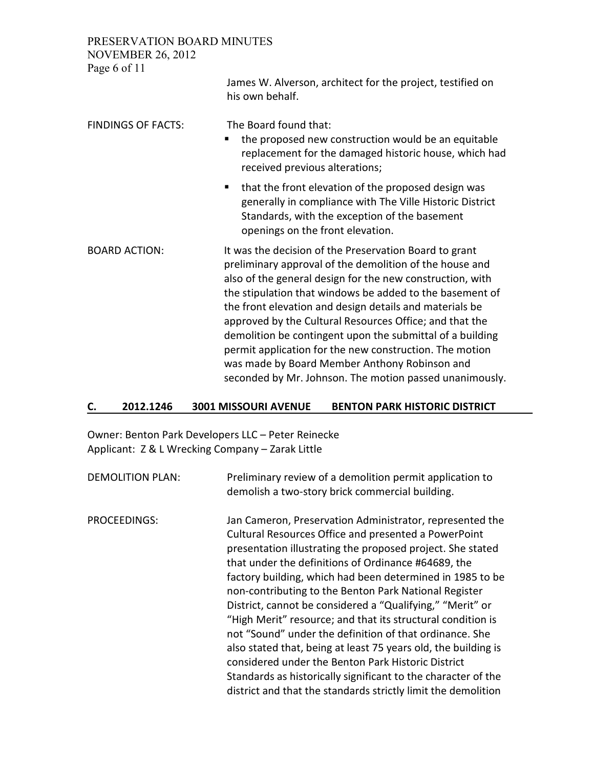James W. Alverson, architect for the project, testified on his own behalf.

FINDINGS OF FACTS: The Board found that:

- the proposed new construction would be an equitable replacement for the damaged historic house, which had received previous alterations;
- that the front elevation of the proposed design was generally in compliance with The Ville Historic District Standards, with the exception of the basement openings on the front elevation.

BOARD ACTION: It was the decision of the Preservation Board to grant preliminary approval of the demolition of the house and also of the general design for the new construction, with the stipulation that windows be added to the basement of the front elevation and design details and materials be approved by the Cultural Resources Office; and that the demolition be contingent upon the submittal of a building permit application for the new construction. The motion was made by Board Member Anthony Robinson and seconded by Mr. Johnson. The motion passed unanimously.

## C. 2012.1246 3001 MISSOURI AVENUE BENTON PARK HISTORIC DISTRICT

Owner: Benton Park Developers LLC – Peter Reinecke
Applicant: Z & L Wrecking Company – Zarak Little

DEMOLITION PLAN: Preliminary review of a demolition permit application to demolish a two-story brick commercial building.

PROCEEDINGS: Jan Cameron, Preservation Administrator, represented the Cultural Resources Office and presented a PowerPoint presentation illustrating the proposed project. She stated that under the definitions of Ordinance #64689, the factory building, which had been determined in 1985 to be non-contributing to the Benton Park National Register District, cannot be considered a "Qualifying," "Merit" or "High Merit" resource; and that its structural condition is not "Sound" under the definition of that ordinance. She also stated that, being at least 75 years old, the building is considered under the Benton Park Historic District Standards as historically significant to the character of the district and that the standards strictly limit the demolition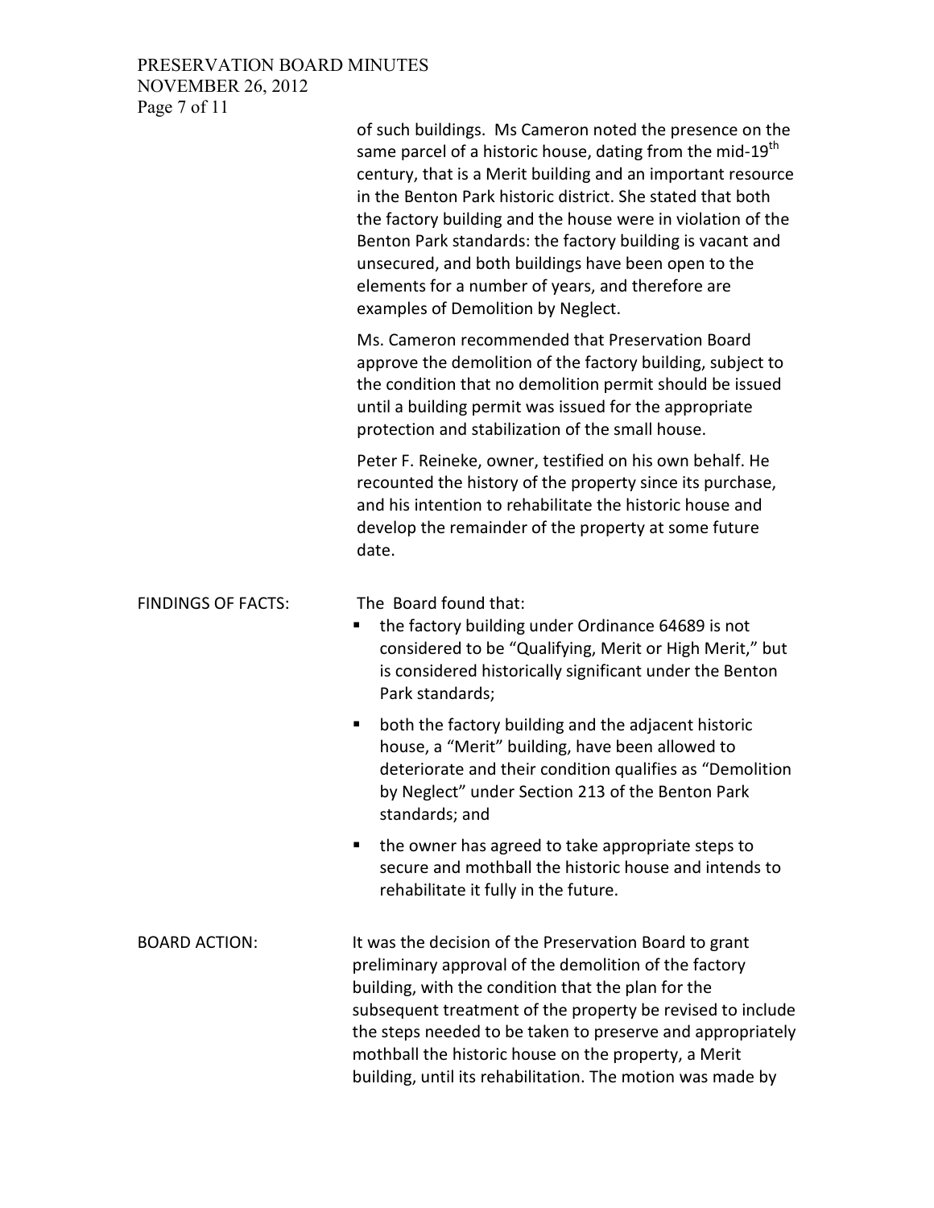of such buildings. Ms Cameron noted the presence on the same parcel of a historic house, dating from the mid-19th century, that is a Merit building and an important resource in the Benton Park historic district. She stated that both the factory building and the house were in violation of the Benton Park standards: the factory building is vacant and unsecured, and both buildings have been open to the elements for a number of years, and therefore are examples of Demolition by Neglect.

Ms. Cameron recommended that Preservation Board approve the demolition of the factory building, subject to the condition that no demolition permit should be issued until a building permit was issued for the appropriate protection and stabilization of the small house.

Peter F. Reineke, owner, testified on his own behalf. He recounted the history of the property since its purchase, and his intention to rehabilitate the historic house and develop the remainder of the property at some future date.

FINDINGS OF FACTS: The Board found that:

- the factory building under Ordinance 64689 is not considered to be "Qualifying, Merit or High Merit," but is considered historically significant under the Benton Park standards;
- both the factory building and the adjacent historic house, a "Merit" building, have been allowed to deteriorate and their condition qualifies as "Demolition by Neglect" under Section 213 of the Benton Park standards; and
- the owner has agreed to take appropriate steps to secure and mothball the historic house and intends to rehabilitate it fully in the future.

BOARD ACTION: It was the decision of the Preservation Board to grant preliminary approval of the demolition of the factory building, with the condition that the plan for the subsequent treatment of the property be revised to include the steps needed to be taken to preserve and appropriately mothball the historic house on the property, a Merit building, until its rehabilitation. The motion was made by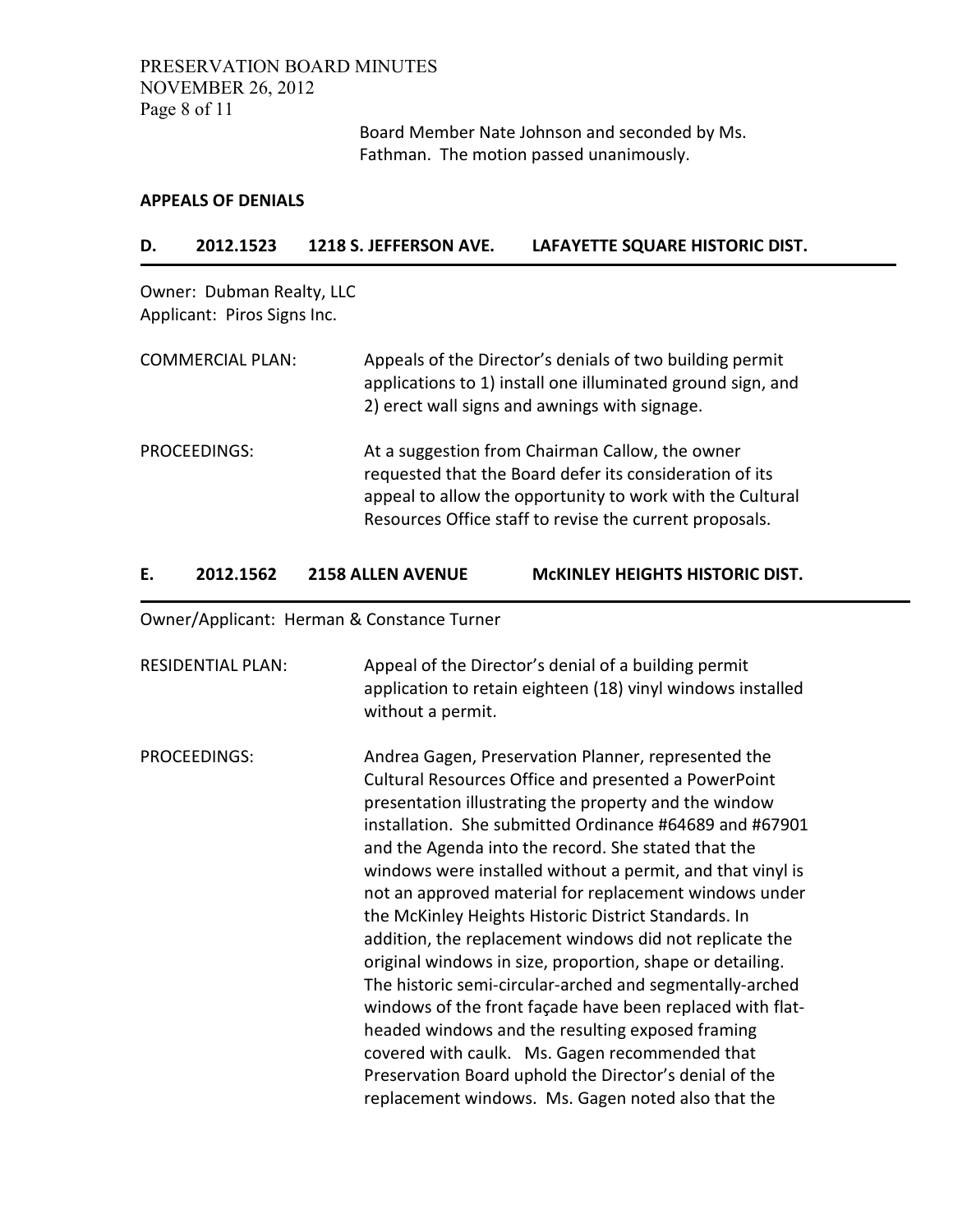Board Member Nate Johnson and seconded by Ms. Fathman. The motion passed unanimously.

**APPEALS OF DENIALS**

### D. 2012.1523 1218 S. JEFFERSON AVE. LAFAYETTE SQUARE HISTORIC DIST.

Owner: Dubman Realty, LLC
Applicant: Piros Signs Inc.

COMMERCIAL PLAN: Appeals of the Director's denials of two building permit applications to 1) install one illuminated ground sign, and 2) erect wall signs and awnings with signage.

PROCEEDINGS: At a suggestion from Chairman Callow, the owner requested that the Board defer its consideration of its appeal to allow the opportunity to work with the Cultural Resources Office staff to revise the current proposals.

### E. 2012.1562 2158 ALLEN AVENUE McKINLEY HEIGHTS HISTORIC DIST.

Owner/Applicant: Herman & Constance Turner

RESIDENTIAL PLAN: Appeal of the Director's denial of a building permit application to retain eighteen (18) vinyl windows installed without a permit.

PROCEEDINGS: Andrea Gagen, Preservation Planner, represented the Cultural Resources Office and presented a PowerPoint presentation illustrating the property and the window installation. She submitted Ordinance #64689 and #67901 and the Agenda into the record. She stated that the windows were installed without a permit, and that vinyl is not an approved material for replacement windows under the McKinley Heights Historic District Standards. In addition, the replacement windows did not replicate the original windows in size, proportion, shape or detailing. The historic semi-circular-arched and segmentally-arched windows of the front façade have been replaced with flat-headed windows and the resulting exposed framing covered with caulk. Ms. Gagen recommended that Preservation Board uphold the Director's denial of the replacement windows. Ms. Gagen noted also that the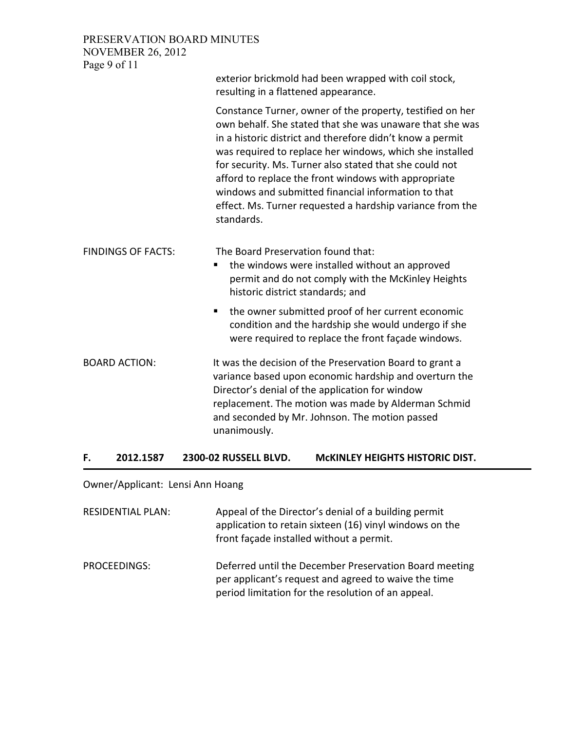exterior brickmold had been wrapped with coil stock, resulting in a flattened appearance.

Constance Turner, owner of the property, testified on her own behalf. She stated that she was unaware that she was in a historic district and therefore didn't know a permit was required to replace her windows, which she installed for security. Ms. Turner also stated that she could not afford to replace the front windows with appropriate windows and submitted financial information to that effect. Ms. Turner requested a hardship variance from the standards.

FINDINGS OF FACTS: The Board Preservation found that:

- the windows were installed without an approved permit and do not comply with the McKinley Heights historic district standards; and
- the owner submitted proof of her current economic condition and the hardship she would undergo if she were required to replace the front façade windows.

BOARD ACTION: It was the decision of the Preservation Board to grant a variance based upon economic hardship and overturn the Director's denial of the application for window replacement. The motion was made by Alderman Schmid and seconded by Mr. Johnson. The motion passed unanimously.

## F. 2012.1587 2300-02 RUSSELL BLVD. McKINLEY HEIGHTS HISTORIC DIST.

Owner/Applicant: Lensi Ann Hoang

RESIDENTIAL PLAN: Appeal of the Director's denial of a building permit application to retain sixteen (16) vinyl windows on the front façade installed without a permit.

PROCEEDINGS: Deferred until the December Preservation Board meeting per applicant's request and agreed to waive the time period limitation for the resolution of an appeal.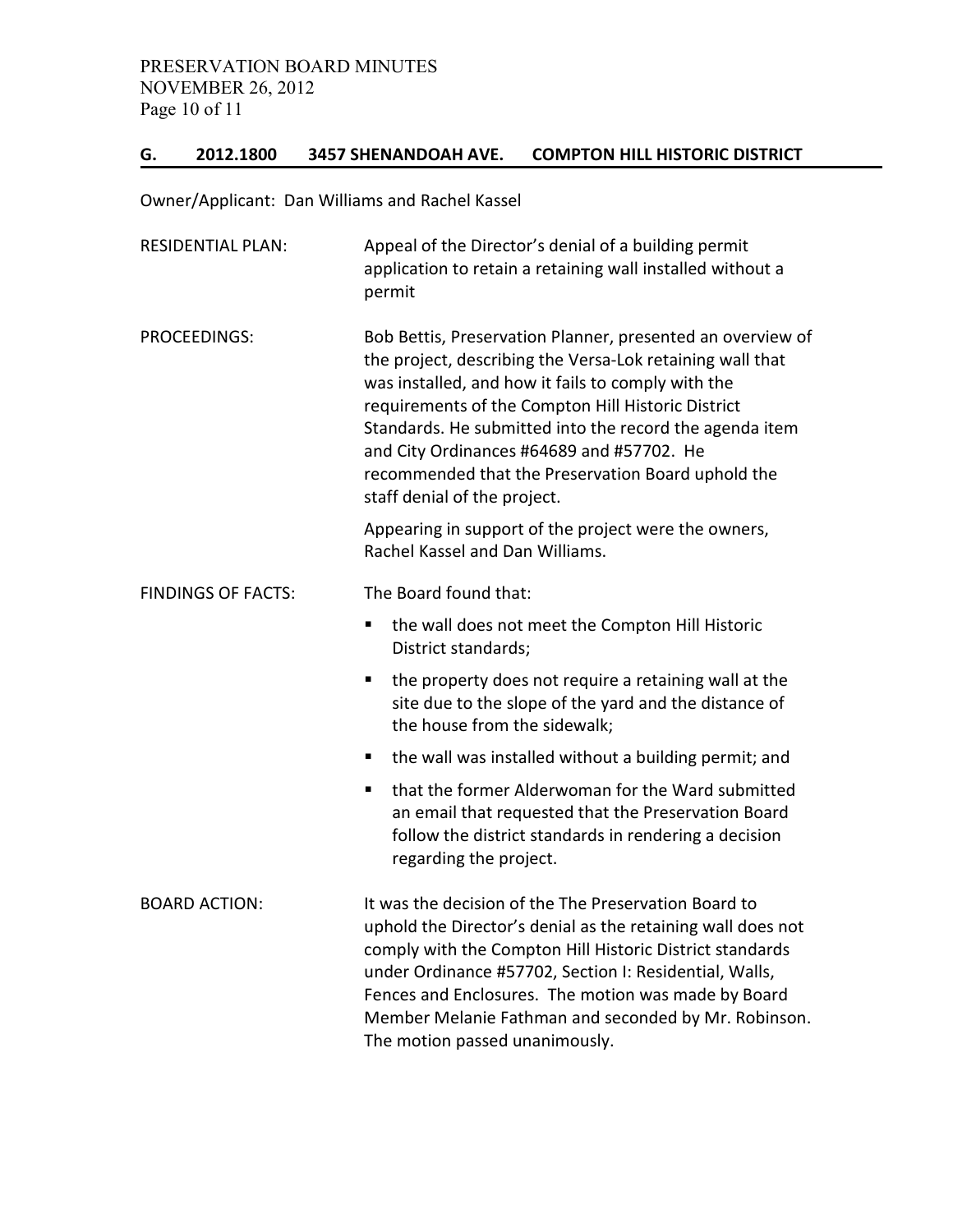## G. 2012.1800 3457 SHENANDOAH AVE. COMPTON HILL HISTORIC DISTRICT

Owner/Applicant: Dan Williams and Rachel Kassel

RESIDENTIAL PLAN: Appeal of the Director's denial of a building permit application to retain a retaining wall installed without a permit

PROCEEDINGS: Bob Bettis, Preservation Planner, presented an overview of the project, describing the Versa-Lok retaining wall that was installed, and how it fails to comply with the requirements of the Compton Hill Historic District Standards. He submitted into the record the agenda item and City Ordinances #64689 and #57702. He recommended that the Preservation Board uphold the staff denial of the project.

Appearing in support of the project were the owners, Rachel Kassel and Dan Williams.

FINDINGS OF FACTS: The Board found that:

- the wall does not meet the Compton Hill Historic District standards;
- the property does not require a retaining wall at the site due to the slope of the yard and the distance of the house from the sidewalk;
- the wall was installed without a building permit; and
- that the former Alderwoman for the Ward submitted an email that requested that the Preservation Board follow the district standards in rendering a decision regarding the project.

BOARD ACTION: It was the decision of the The Preservation Board to uphold the Director's denial as the retaining wall does not comply with the Compton Hill Historic District standards under Ordinance #57702, Section I: Residential, Walls, Fences and Enclosures. The motion was made by Board Member Melanie Fathman and seconded by Mr. Robinson. The motion passed unanimously.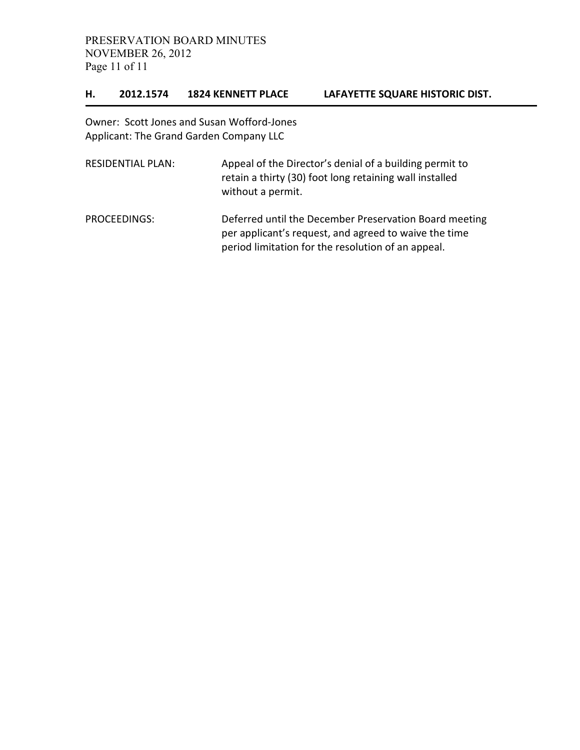## H. 2012.1574 1824 KENNETT PLACE LAFAYETTE SQUARE HISTORIC DIST.

Owner: Scott Jones and Susan Wofford-Jones
Applicant: The Grand Garden Company LLC

RESIDENTIAL PLAN: Appeal of the Director's denial of a building permit to retain a thirty (30) foot long retaining wall installed without a permit.

PROCEEDINGS: Deferred until the December Preservation Board meeting per applicant's request, and agreed to waive the time period limitation for the resolution of an appeal.